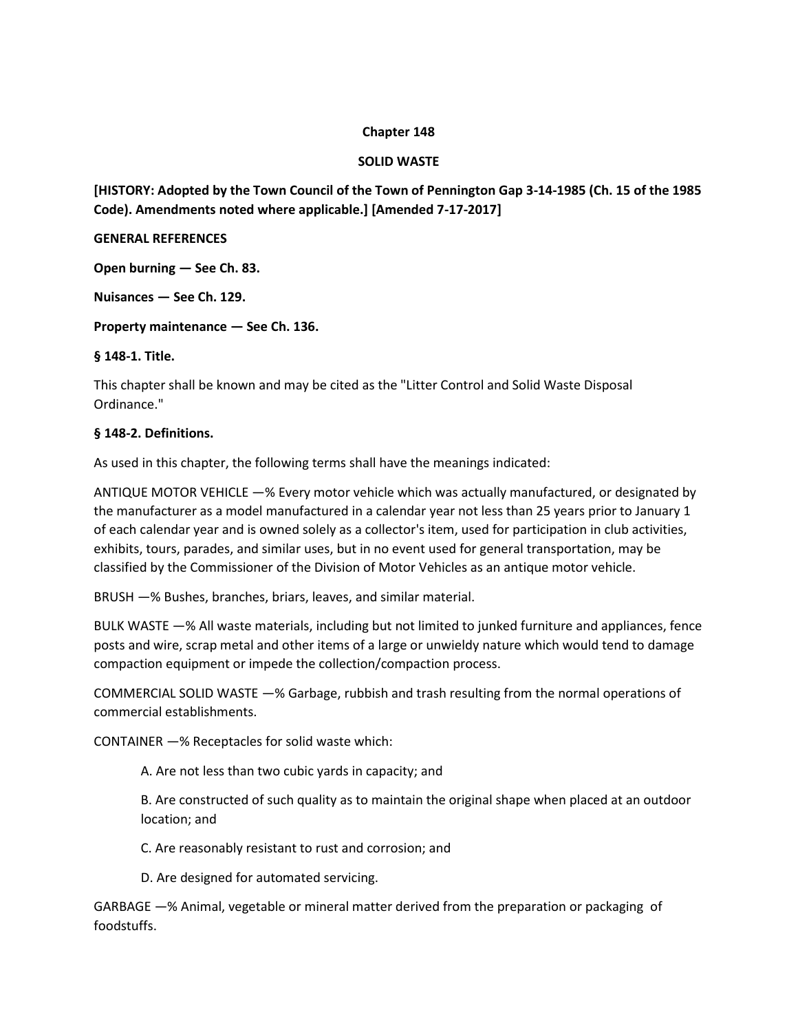# Chapter 148

## SOLID WASTE

**[HISTORY: Adopted by the Town Council of the Town of Pennington Gap 3-14-1985 (Ch. 15 of the 1985 Code). Amendments noted where applicable.] [Amended 7-17-2017]**

**GENERAL REFERENCES**

**Open burning — See Ch. 83.**

**Nuisances — See Ch. 129.**

**Property maintenance — See Ch. 136.**

### § 148-1. Title.

This chapter shall be known and may be cited as the "Litter Control and Solid Waste Disposal Ordinance."

### § 148-2. Definitions.

As used in this chapter, the following terms shall have the meanings indicated:

ANTIQUE MOTOR VEHICLE —% Every motor vehicle which was actually manufactured, or designated by the manufacturer as a model manufactured in a calendar year not less than 25 years prior to January 1 of each calendar year and is owned solely as a collector's item, used for participation in club activities, exhibits, tours, parades, and similar uses, but in no event used for general transportation, may be classified by the Commissioner of the Division of Motor Vehicles as an antique motor vehicle.

BRUSH —% Bushes, branches, briars, leaves, and similar material.

BULK WASTE —% All waste materials, including but not limited to junked furniture and appliances, fence posts and wire, scrap metal and other items of a large or unwieldy nature which would tend to damage compaction equipment or impede the collection/compaction process.

COMMERCIAL SOLID WASTE —% Garbage, rubbish and trash resulting from the normal operations of commercial establishments.

CONTAINER —% Receptacles for solid waste which:

> A. Are not less than two cubic yards in capacity; and
>
> B. Are constructed of such quality as to maintain the original shape when placed at an outdoor location; and
>
> C. Are reasonably resistant to rust and corrosion; and
>
> D. Are designed for automated servicing.

GARBAGE —% Animal, vegetable or mineral matter derived from the preparation or packaging of foodstuffs.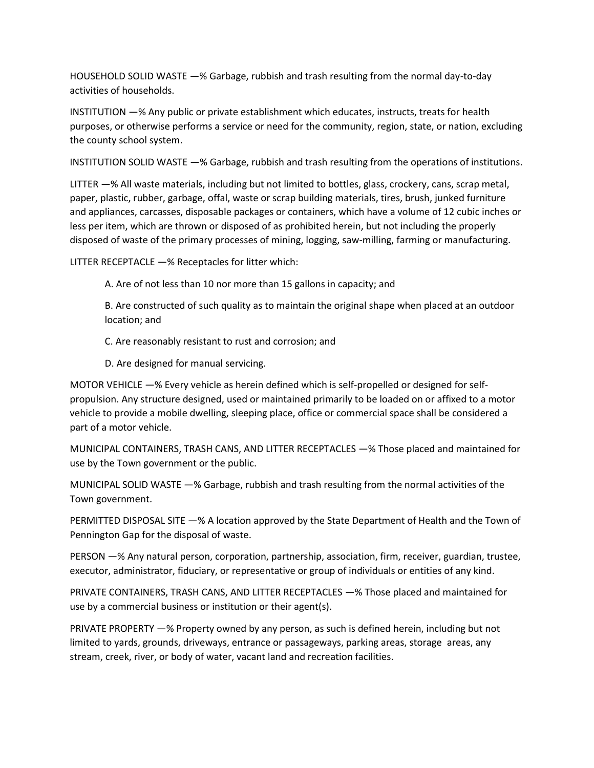HOUSEHOLD SOLID WASTE —% Garbage, rubbish and trash resulting from the normal day-to-day activities of households.

INSTITUTION —% Any public or private establishment which educates, instructs, treats for health purposes, or otherwise performs a service or need for the community, region, state, or nation, excluding the county school system.

INSTITUTION SOLID WASTE —% Garbage, rubbish and trash resulting from the operations of institutions.

LITTER —% All waste materials, including but not limited to bottles, glass, crockery, cans, scrap metal, paper, plastic, rubber, garbage, offal, waste or scrap building materials, tires, brush, junked furniture and appliances, carcasses, disposable packages or containers, which have a volume of 12 cubic inches or less per item, which are thrown or disposed of as prohibited herein, but not including the properly disposed of waste of the primary processes of mining, logging, saw-milling, farming or manufacturing.

LITTER RECEPTACLE —% Receptacles for litter which:

A. Are of not less than 10 nor more than 15 gallons in capacity; and

B. Are constructed of such quality as to maintain the original shape when placed at an outdoor location; and

C. Are reasonably resistant to rust and corrosion; and

D. Are designed for manual servicing.

MOTOR VEHICLE —% Every vehicle as herein defined which is self-propelled or designed for self-propulsion. Any structure designed, used or maintained primarily to be loaded on or affixed to a motor vehicle to provide a mobile dwelling, sleeping place, office or commercial space shall be considered a part of a motor vehicle.

MUNICIPAL CONTAINERS, TRASH CANS, AND LITTER RECEPTACLES —% Those placed and maintained for use by the Town government or the public.

MUNICIPAL SOLID WASTE —% Garbage, rubbish and trash resulting from the normal activities of the Town government.

PERMITTED DISPOSAL SITE —% A location approved by the State Department of Health and the Town of Pennington Gap for the disposal of waste.

PERSON —% Any natural person, corporation, partnership, association, firm, receiver, guardian, trustee, executor, administrator, fiduciary, or representative or group of individuals or entities of any kind.

PRIVATE CONTAINERS, TRASH CANS, AND LITTER RECEPTACLES —% Those placed and maintained for use by a commercial business or institution or their agent(s).

PRIVATE PROPERTY —% Property owned by any person, as such is defined herein, including but not limited to yards, grounds, driveways, entrance or passageways, parking areas, storage areas, any stream, creek, river, or body of water, vacant land and recreation facilities.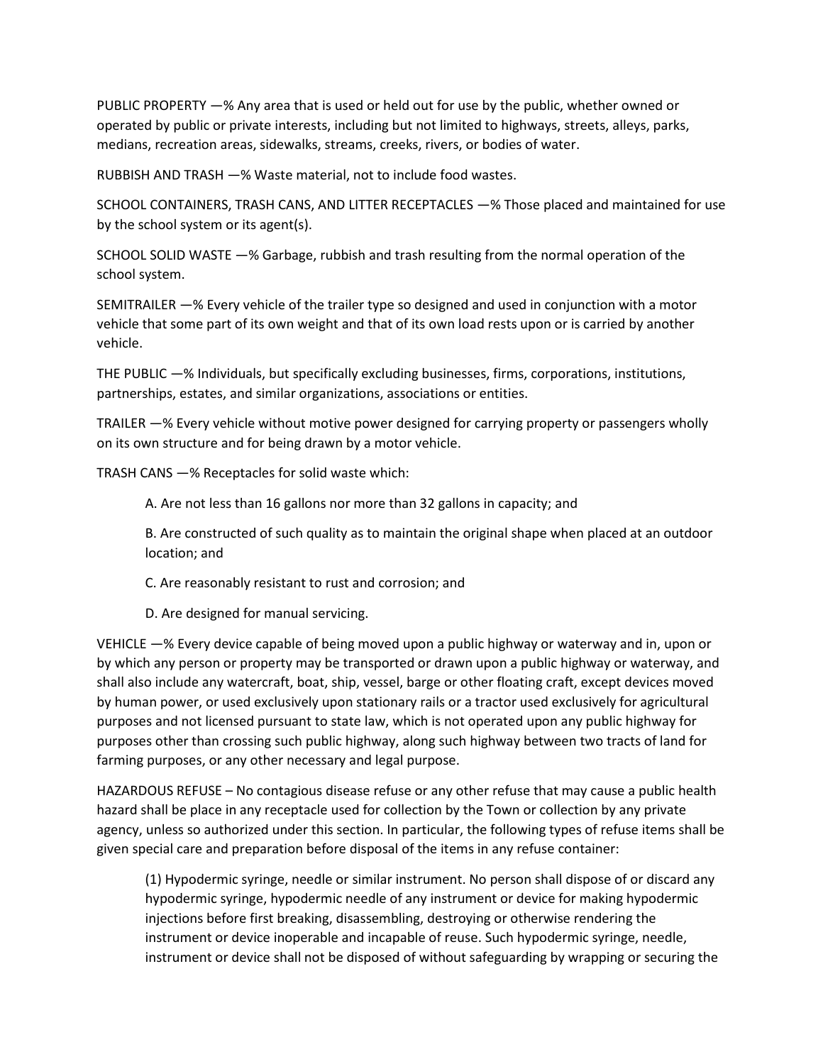PUBLIC PROPERTY —% Any area that is used or held out for use by the public, whether owned or operated by public or private interests, including but not limited to highways, streets, alleys, parks, medians, recreation areas, sidewalks, streams, creeks, rivers, or bodies of water.

RUBBISH AND TRASH —% Waste material, not to include food wastes.

SCHOOL CONTAINERS, TRASH CANS, AND LITTER RECEPTACLES —% Those placed and maintained for use by the school system or its agent(s).

SCHOOL SOLID WASTE —% Garbage, rubbish and trash resulting from the normal operation of the school system.

SEMITRAILER —% Every vehicle of the trailer type so designed and used in conjunction with a motor vehicle that some part of its own weight and that of its own load rests upon or is carried by another vehicle.

THE PUBLIC —% Individuals, but specifically excluding businesses, firms, corporations, institutions, partnerships, estates, and similar organizations, associations or entities.

TRAILER —% Every vehicle without motive power designed for carrying property or passengers wholly on its own structure and for being drawn by a motor vehicle.

TRASH CANS —% Receptacles for solid waste which:

A. Are not less than 16 gallons nor more than 32 gallons in capacity; and

B. Are constructed of such quality as to maintain the original shape when placed at an outdoor location; and

C. Are reasonably resistant to rust and corrosion; and

D. Are designed for manual servicing.

VEHICLE —% Every device capable of being moved upon a public highway or waterway and in, upon or by which any person or property may be transported or drawn upon a public highway or waterway, and shall also include any watercraft, boat, ship, vessel, barge or other floating craft, except devices moved by human power, or used exclusively upon stationary rails or a tractor used exclusively for agricultural purposes and not licensed pursuant to state law, which is not operated upon any public highway for purposes other than crossing such public highway, along such highway between two tracts of land for farming purposes, or any other necessary and legal purpose.

HAZARDOUS REFUSE – No contagious disease refuse or any other refuse that may cause a public health hazard shall be place in any receptacle used for collection by the Town or collection by any private agency, unless so authorized under this section. In particular, the following types of refuse items shall be given special care and preparation before disposal of the items in any refuse container:

(1) Hypodermic syringe, needle or similar instrument. No person shall dispose of or discard any hypodermic syringe, hypodermic needle of any instrument or device for making hypodermic injections before first breaking, disassembling, destroying or otherwise rendering the instrument or device inoperable and incapable of reuse. Such hypodermic syringe, needle, instrument or device shall not be disposed of without safeguarding by wrapping or securing the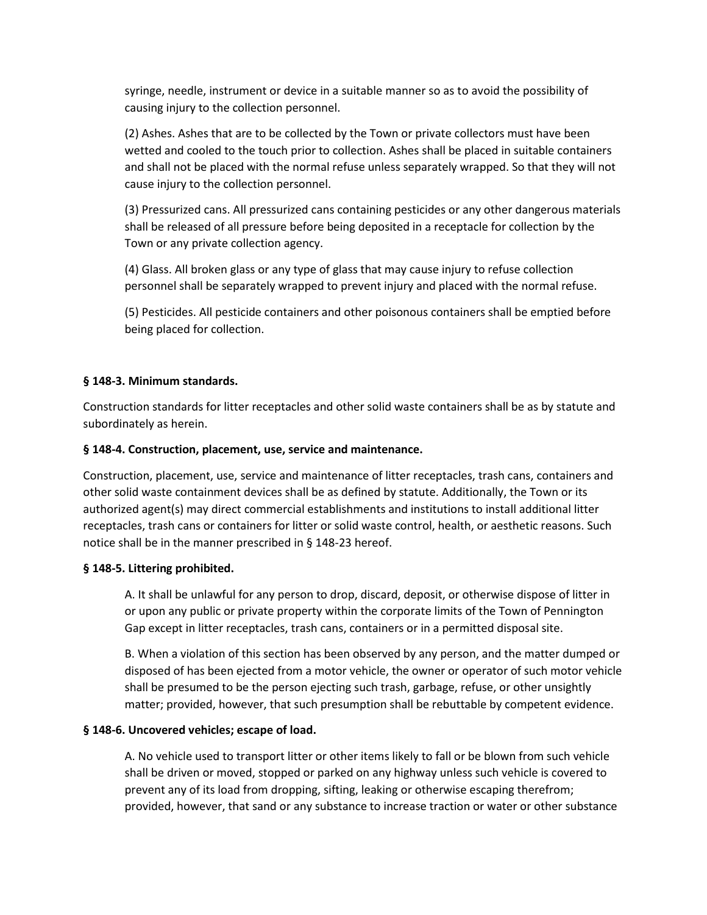syringe, needle, instrument or device in a suitable manner so as to avoid the possibility of causing injury to the collection personnel.

(2) Ashes. Ashes that are to be collected by the Town or private collectors must have been wetted and cooled to the touch prior to collection. Ashes shall be placed in suitable containers and shall not be placed with the normal refuse unless separately wrapped. So that they will not cause injury to the collection personnel.

(3) Pressurized cans. All pressurized cans containing pesticides or any other dangerous materials shall be released of all pressure before being deposited in a receptacle for collection by the Town or any private collection agency.

(4) Glass. All broken glass or any type of glass that may cause injury to refuse collection personnel shall be separately wrapped to prevent injury and placed with the normal refuse.

(5) Pesticides. All pesticide containers and other poisonous containers shall be emptied before being placed for collection.

**§ 148-3. Minimum standards.**

Construction standards for litter receptacles and other solid waste containers shall be as by statute and subordinately as herein.

**§ 148-4. Construction, placement, use, service and maintenance.**

Construction, placement, use, service and maintenance of litter receptacles, trash cans, containers and other solid waste containment devices shall be as defined by statute. Additionally, the Town or its authorized agent(s) may direct commercial establishments and institutions to install additional litter receptacles, trash cans or containers for litter or solid waste control, health, or aesthetic reasons. Such notice shall be in the manner prescribed in § 148-23 hereof.

**§ 148-5. Littering prohibited.**

A. It shall be unlawful for any person to drop, discard, deposit, or otherwise dispose of litter in or upon any public or private property within the corporate limits of the Town of Pennington Gap except in litter receptacles, trash cans, containers or in a permitted disposal site.

B. When a violation of this section has been observed by any person, and the matter dumped or disposed of has been ejected from a motor vehicle, the owner or operator of such motor vehicle shall be presumed to be the person ejecting such trash, garbage, refuse, or other unsightly matter; provided, however, that such presumption shall be rebuttable by competent evidence.

**§ 148-6. Uncovered vehicles; escape of load.**

A. No vehicle used to transport litter or other items likely to fall or be blown from such vehicle shall be driven or moved, stopped or parked on any highway unless such vehicle is covered to prevent any of its load from dropping, sifting, leaking or otherwise escaping therefrom; provided, however, that sand or any substance to increase traction or water or other substance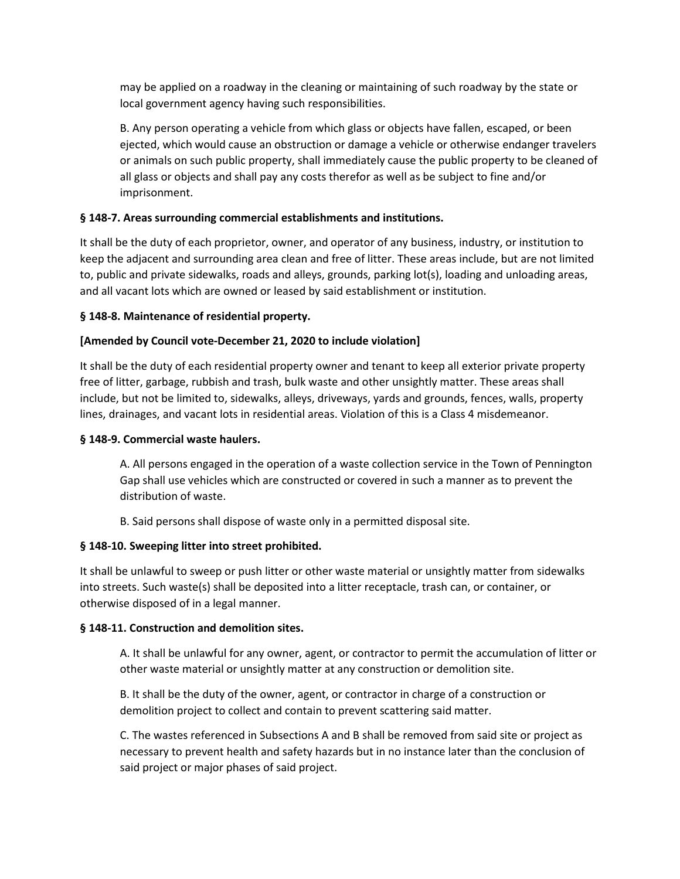may be applied on a roadway in the cleaning or maintaining of such roadway by the state or local government agency having such responsibilities.

B. Any person operating a vehicle from which glass or objects have fallen, escaped, or been ejected, which would cause an obstruction or damage a vehicle or otherwise endanger travelers or animals on such public property, shall immediately cause the public property to be cleaned of all glass or objects and shall pay any costs therefor as well as be subject to fine and/or imprisonment.

**§ 148-7. Areas surrounding commercial establishments and institutions.**

It shall be the duty of each proprietor, owner, and operator of any business, industry, or institution to keep the adjacent and surrounding area clean and free of litter. These areas include, but are not limited to, public and private sidewalks, roads and alleys, grounds, parking lot(s), loading and unloading areas, and all vacant lots which are owned or leased by said establishment or institution.

**§ 148-8. Maintenance of residential property.**

**[Amended by Council vote-December 21, 2020 to include violation]**

It shall be the duty of each residential property owner and tenant to keep all exterior private property free of litter, garbage, rubbish and trash, bulk waste and other unsightly matter. These areas shall include, but not be limited to, sidewalks, alleys, driveways, yards and grounds, fences, walls, property lines, drainages, and vacant lots in residential areas. Violation of this is a Class 4 misdemeanor.

**§ 148-9. Commercial waste haulers.**

A. All persons engaged in the operation of a waste collection service in the Town of Pennington Gap shall use vehicles which are constructed or covered in such a manner as to prevent the distribution of waste.

B. Said persons shall dispose of waste only in a permitted disposal site.

**§ 148-10. Sweeping litter into street prohibited.**

It shall be unlawful to sweep or push litter or other waste material or unsightly matter from sidewalks into streets. Such waste(s) shall be deposited into a litter receptacle, trash can, or container, or otherwise disposed of in a legal manner.

**§ 148-11. Construction and demolition sites.**

A. It shall be unlawful for any owner, agent, or contractor to permit the accumulation of litter or other waste material or unsightly matter at any construction or demolition site.

B. It shall be the duty of the owner, agent, or contractor in charge of a construction or demolition project to collect and contain to prevent scattering said matter.

C. The wastes referenced in Subsections A and B shall be removed from said site or project as necessary to prevent health and safety hazards but in no instance later than the conclusion of said project or major phases of said project.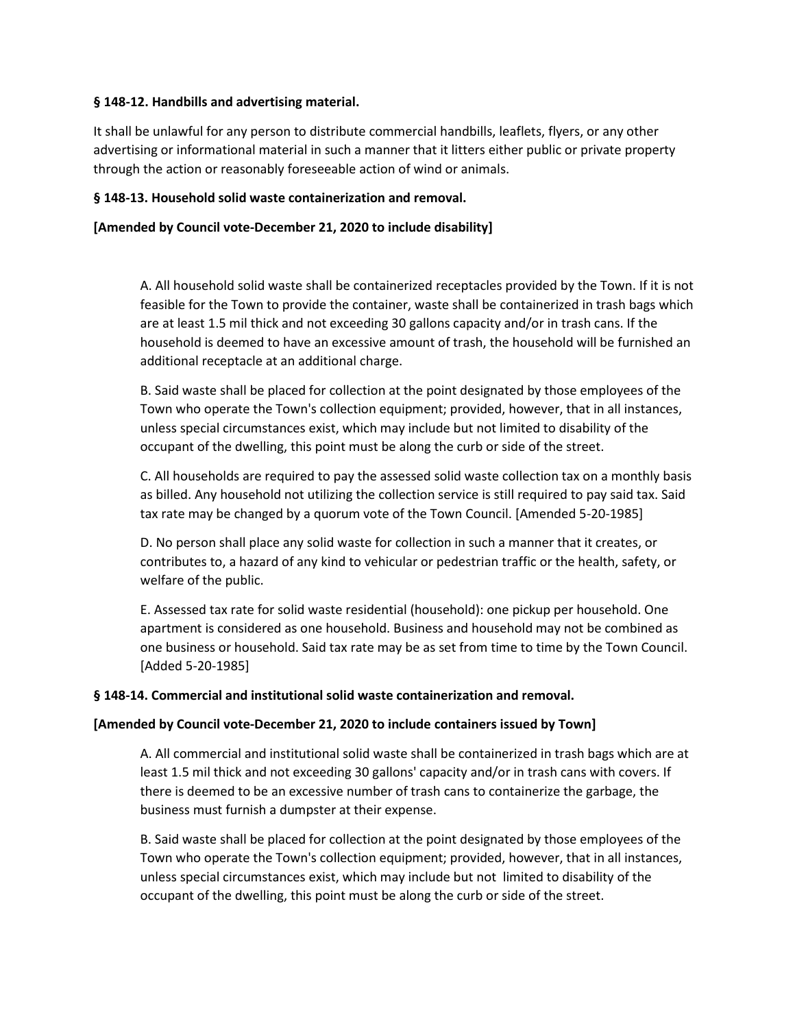**§ 148-12. Handbills and advertising material.**

It shall be unlawful for any person to distribute commercial handbills, leaflets, flyers, or any other advertising or informational material in such a manner that it litters either public or private property through the action or reasonably foreseeable action of wind or animals.

**§ 148-13. Household solid waste containerization and removal.**

**[Amended by Council vote-December 21, 2020 to include disability]**

A. All household solid waste shall be containerized receptacles provided by the Town. If it is not feasible for the Town to provide the container, waste shall be containerized in trash bags which are at least 1.5 mil thick and not exceeding 30 gallons capacity and/or in trash cans. If the household is deemed to have an excessive amount of trash, the household will be furnished an additional receptacle at an additional charge.

B. Said waste shall be placed for collection at the point designated by those employees of the Town who operate the Town's collection equipment; provided, however, that in all instances, unless special circumstances exist, which may include but not limited to disability of the occupant of the dwelling, this point must be along the curb or side of the street.

C. All households are required to pay the assessed solid waste collection tax on a monthly basis as billed. Any household not utilizing the collection service is still required to pay said tax. Said tax rate may be changed by a quorum vote of the Town Council. [Amended 5-20-1985]

D. No person shall place any solid waste for collection in such a manner that it creates, or contributes to, a hazard of any kind to vehicular or pedestrian traffic or the health, safety, or welfare of the public.

E. Assessed tax rate for solid waste residential (household): one pickup per household. One apartment is considered as one household. Business and household may not be combined as one business or household. Said tax rate may be as set from time to time by the Town Council. [Added 5-20-1985]

**§ 148-14. Commercial and institutional solid waste containerization and removal.**

**[Amended by Council vote-December 21, 2020 to include containers issued by Town]**

A. All commercial and institutional solid waste shall be containerized in trash bags which are at least 1.5 mil thick and not exceeding 30 gallons' capacity and/or in trash cans with covers. If there is deemed to be an excessive number of trash cans to containerize the garbage, the business must furnish a dumpster at their expense.

B. Said waste shall be placed for collection at the point designated by those employees of the Town who operate the Town's collection equipment; provided, however, that in all instances, unless special circumstances exist, which may include but not limited to disability of the occupant of the dwelling, this point must be along the curb or side of the street.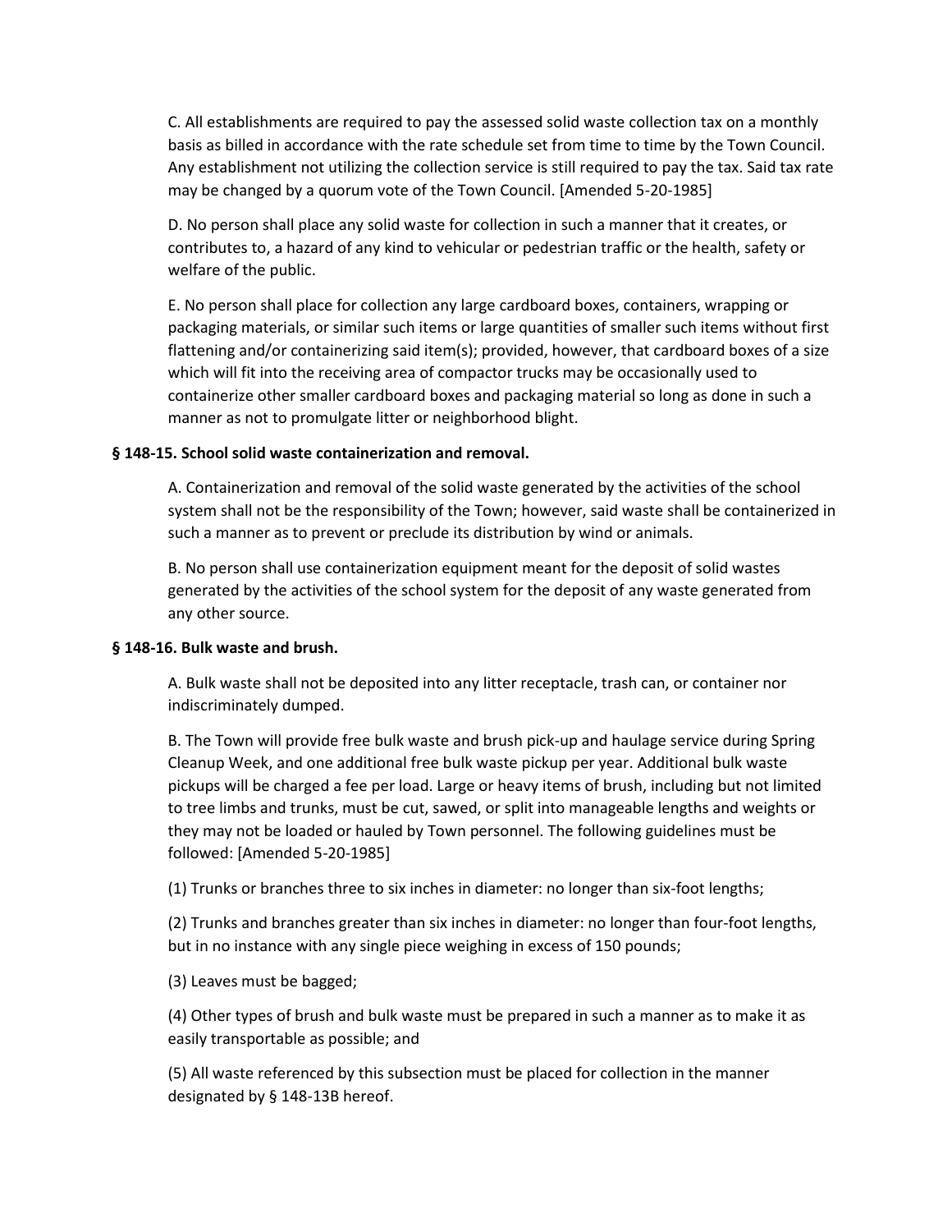C. All establishments are required to pay the assessed solid waste collection tax on a monthly basis as billed in accordance with the rate schedule set from time to time by the Town Council. Any establishment not utilizing the collection service is still required to pay the tax. Said tax rate may be changed by a quorum vote of the Town Council. [Amended 5-20-1985]

D. No person shall place any solid waste for collection in such a manner that it creates, or contributes to, a hazard of any kind to vehicular or pedestrian traffic or the health, safety or welfare of the public.

E. No person shall place for collection any large cardboard boxes, containers, wrapping or packaging materials, or similar such items or large quantities of smaller such items without first flattening and/or containerizing said item(s); provided, however, that cardboard boxes of a size which will fit into the receiving area of compactor trucks may be occasionally used to containerize other smaller cardboard boxes and packaging material so long as done in such a manner as not to promulgate litter or neighborhood blight.

**§ 148-15. School solid waste containerization and removal.**

A. Containerization and removal of the solid waste generated by the activities of the school system shall not be the responsibility of the Town; however, said waste shall be containerized in such a manner as to prevent or preclude its distribution by wind or animals.

B. No person shall use containerization equipment meant for the deposit of solid wastes generated by the activities of the school system for the deposit of any waste generated from any other source.

**§ 148-16. Bulk waste and brush.**

A. Bulk waste shall not be deposited into any litter receptacle, trash can, or container nor indiscriminately dumped.

B. The Town will provide free bulk waste and brush pick-up and haulage service during Spring Cleanup Week, and one additional free bulk waste pickup per year. Additional bulk waste pickups will be charged a fee per load. Large or heavy items of brush, including but not limited to tree limbs and trunks, must be cut, sawed, or split into manageable lengths and weights or they may not be loaded or hauled by Town personnel. The following guidelines must be followed: [Amended 5-20-1985]

(1) Trunks or branches three to six inches in diameter: no longer than six-foot lengths;

(2) Trunks and branches greater than six inches in diameter: no longer than four-foot lengths, but in no instance with any single piece weighing in excess of 150 pounds;

(3) Leaves must be bagged;

(4) Other types of brush and bulk waste must be prepared in such a manner as to make it as easily transportable as possible; and

(5) All waste referenced by this subsection must be placed for collection in the manner designated by § 148-13B hereof.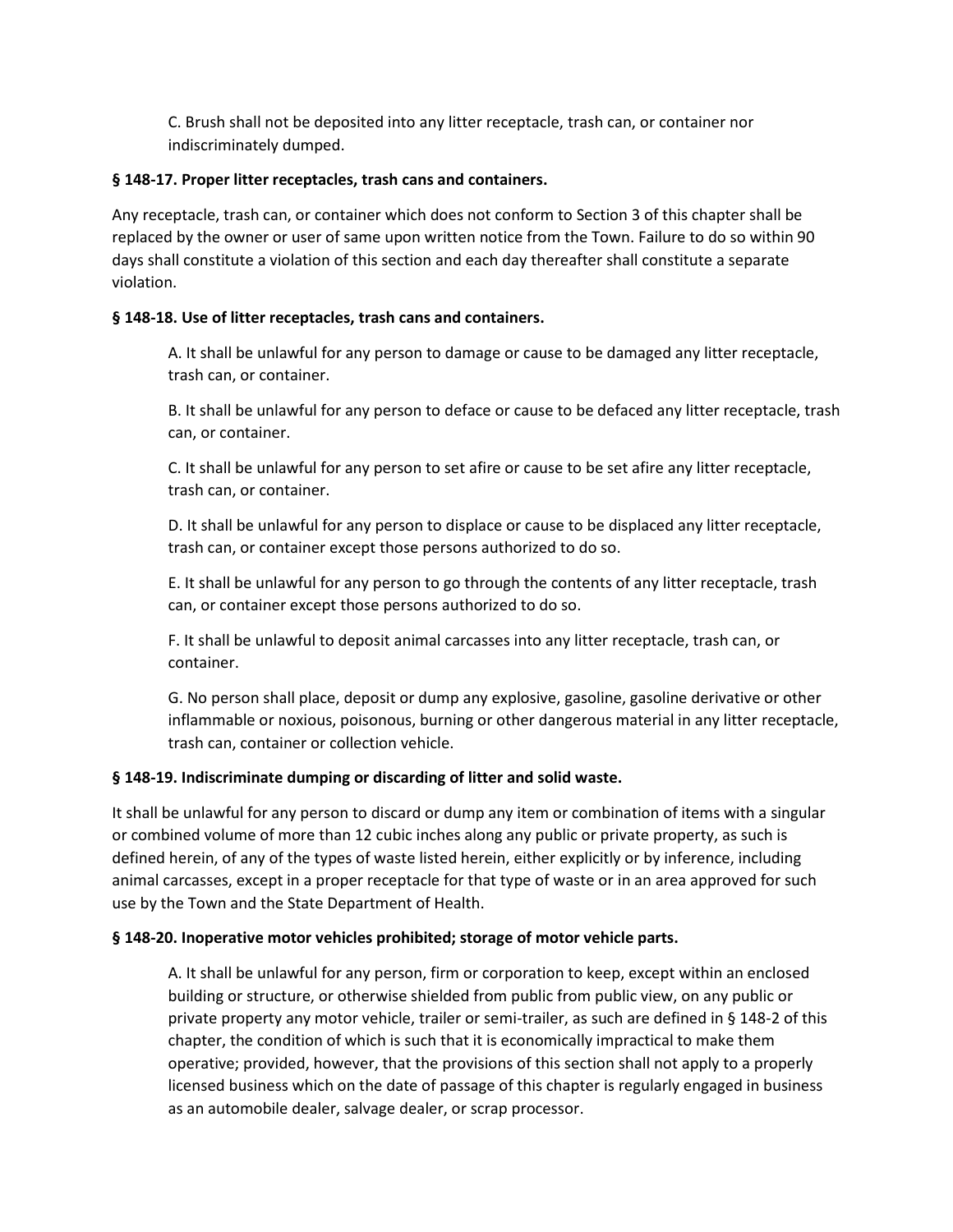C. Brush shall not be deposited into any litter receptacle, trash can, or container nor indiscriminately dumped.

**§ 148-17. Proper litter receptacles, trash cans and containers.**

Any receptacle, trash can, or container which does not conform to Section 3 of this chapter shall be replaced by the owner or user of same upon written notice from the Town. Failure to do so within 90 days shall constitute a violation of this section and each day thereafter shall constitute a separate violation.

**§ 148-18. Use of litter receptacles, trash cans and containers.**

A. It shall be unlawful for any person to damage or cause to be damaged any litter receptacle, trash can, or container.

B. It shall be unlawful for any person to deface or cause to be defaced any litter receptacle, trash can, or container.

C. It shall be unlawful for any person to set afire or cause to be set afire any litter receptacle, trash can, or container.

D. It shall be unlawful for any person to displace or cause to be displaced any litter receptacle, trash can, or container except those persons authorized to do so.

E. It shall be unlawful for any person to go through the contents of any litter receptacle, trash can, or container except those persons authorized to do so.

F. It shall be unlawful to deposit animal carcasses into any litter receptacle, trash can, or container.

G. No person shall place, deposit or dump any explosive, gasoline, gasoline derivative or other inflammable or noxious, poisonous, burning or other dangerous material in any litter receptacle, trash can, container or collection vehicle.

**§ 148-19. Indiscriminate dumping or discarding of litter and solid waste.**

It shall be unlawful for any person to discard or dump any item or combination of items with a singular or combined volume of more than 12 cubic inches along any public or private property, as such is defined herein, of any of the types of waste listed herein, either explicitly or by inference, including animal carcasses, except in a proper receptacle for that type of waste or in an area approved for such use by the Town and the State Department of Health.

**§ 148-20. Inoperative motor vehicles prohibited; storage of motor vehicle parts.**

A. It shall be unlawful for any person, firm or corporation to keep, except within an enclosed building or structure, or otherwise shielded from public from public view, on any public or private property any motor vehicle, trailer or semi-trailer, as such are defined in § 148-2 of this chapter, the condition of which is such that it is economically impractical to make them operative; provided, however, that the provisions of this section shall not apply to a properly licensed business which on the date of passage of this chapter is regularly engaged in business as an automobile dealer, salvage dealer, or scrap processor.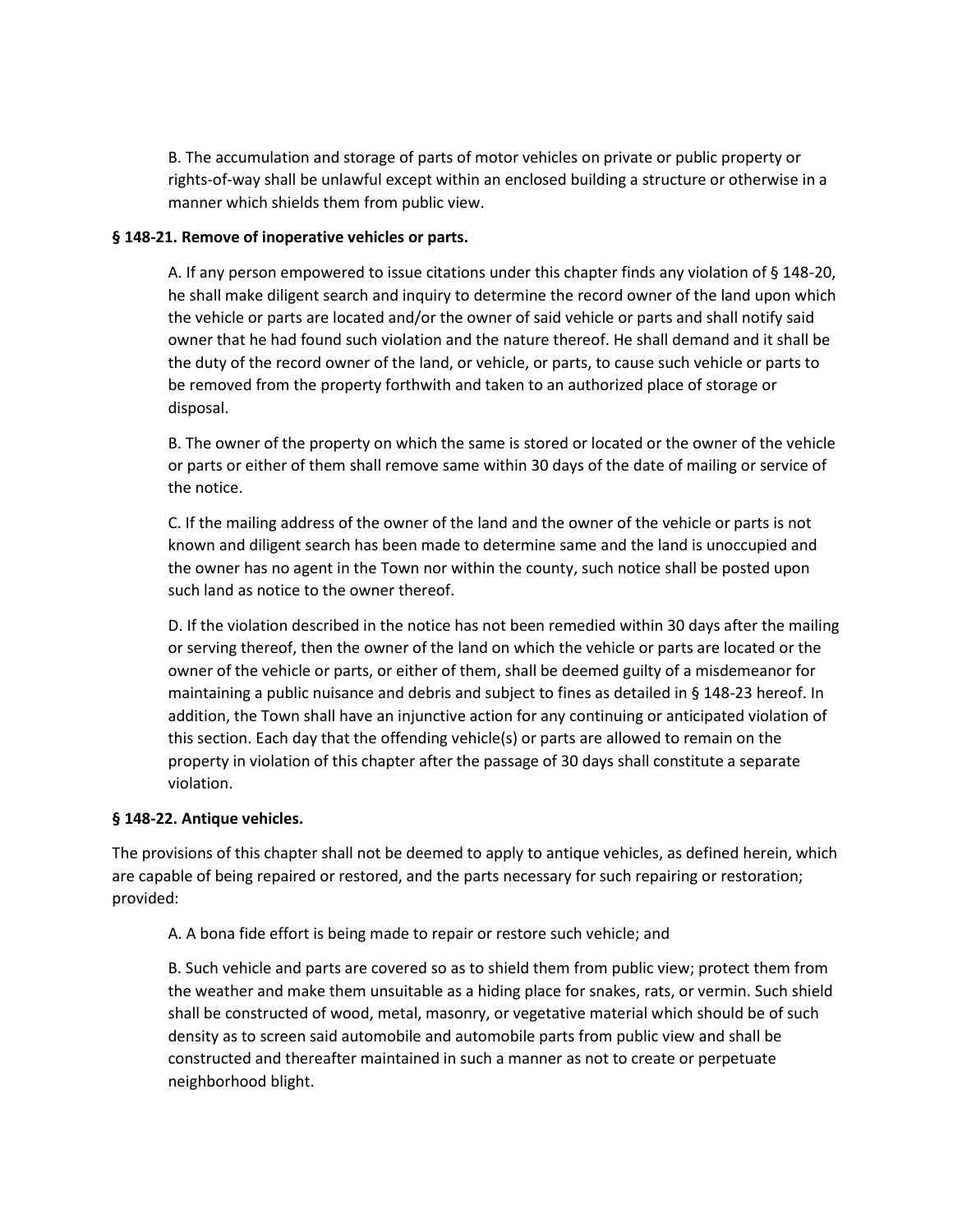B. The accumulation and storage of parts of motor vehicles on private or public property or rights-of-way shall be unlawful except within an enclosed building a structure or otherwise in a manner which shields them from public view.

**§ 148-21. Remove of inoperative vehicles or parts.**

A. If any person empowered to issue citations under this chapter finds any violation of § 148-20, he shall make diligent search and inquiry to determine the record owner of the land upon which the vehicle or parts are located and/or the owner of said vehicle or parts and shall notify said owner that he had found such violation and the nature thereof. He shall demand and it shall be the duty of the record owner of the land, or vehicle, or parts, to cause such vehicle or parts to be removed from the property forthwith and taken to an authorized place of storage or disposal.

B. The owner of the property on which the same is stored or located or the owner of the vehicle or parts or either of them shall remove same within 30 days of the date of mailing or service of the notice.

C. If the mailing address of the owner of the land and the owner of the vehicle or parts is not known and diligent search has been made to determine same and the land is unoccupied and the owner has no agent in the Town nor within the county, such notice shall be posted upon such land as notice to the owner thereof.

D. If the violation described in the notice has not been remedied within 30 days after the mailing or serving thereof, then the owner of the land on which the vehicle or parts are located or the owner of the vehicle or parts, or either of them, shall be deemed guilty of a misdemeanor for maintaining a public nuisance and debris and subject to fines as detailed in § 148-23 hereof. In addition, the Town shall have an injunctive action for any continuing or anticipated violation of this section. Each day that the offending vehicle(s) or parts are allowed to remain on the property in violation of this chapter after the passage of 30 days shall constitute a separate violation.

**§ 148-22. Antique vehicles.**

The provisions of this chapter shall not be deemed to apply to antique vehicles, as defined herein, which are capable of being repaired or restored, and the parts necessary for such repairing or restoration; provided:

A. A bona fide effort is being made to repair or restore such vehicle; and

B. Such vehicle and parts are covered so as to shield them from public view; protect them from the weather and make them unsuitable as a hiding place for snakes, rats, or vermin. Such shield shall be constructed of wood, metal, masonry, or vegetative material which should be of such density as to screen said automobile and automobile parts from public view and shall be constructed and thereafter maintained in such a manner as not to create or perpetuate neighborhood blight.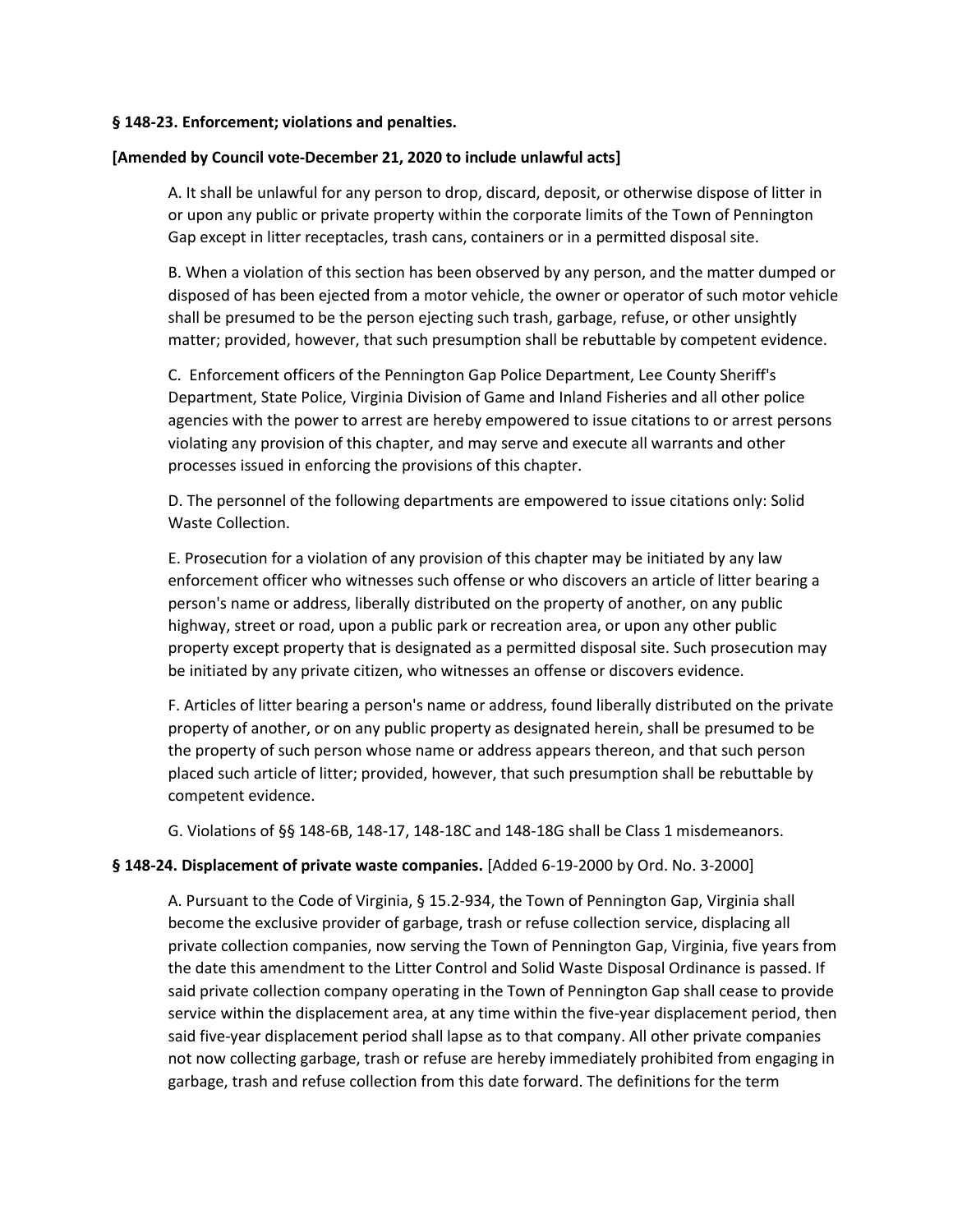**§ 148-23. Enforcement; violations and penalties.**

**[Amended by Council vote-December 21, 2020 to include unlawful acts]**

A. It shall be unlawful for any person to drop, discard, deposit, or otherwise dispose of litter in or upon any public or private property within the corporate limits of the Town of Pennington Gap except in litter receptacles, trash cans, containers or in a permitted disposal site.

B. When a violation of this section has been observed by any person, and the matter dumped or disposed of has been ejected from a motor vehicle, the owner or operator of such motor vehicle shall be presumed to be the person ejecting such trash, garbage, refuse, or other unsightly matter; provided, however, that such presumption shall be rebuttable by competent evidence.

C. Enforcement officers of the Pennington Gap Police Department, Lee County Sheriff's Department, State Police, Virginia Division of Game and Inland Fisheries and all other police agencies with the power to arrest are hereby empowered to issue citations to or arrest persons violating any provision of this chapter, and may serve and execute all warrants and other processes issued in enforcing the provisions of this chapter.

D. The personnel of the following departments are empowered to issue citations only: Solid Waste Collection.

E. Prosecution for a violation of any provision of this chapter may be initiated by any law enforcement officer who witnesses such offense or who discovers an article of litter bearing a person's name or address, liberally distributed on the property of another, on any public highway, street or road, upon a public park or recreation area, or upon any other public property except property that is designated as a permitted disposal site. Such prosecution may be initiated by any private citizen, who witnesses an offense or discovers evidence.

F. Articles of litter bearing a person's name or address, found liberally distributed on the private property of another, or on any public property as designated herein, shall be presumed to be the property of such person whose name or address appears thereon, and that such person placed such article of litter; provided, however, that such presumption shall be rebuttable by competent evidence.

G. Violations of §§ 148-6B, 148-17, 148-18C and 148-18G shall be Class 1 misdemeanors.

**§ 148-24. Displacement of private waste companies.** [Added 6-19-2000 by Ord. No. 3-2000]

A. Pursuant to the Code of Virginia, § 15.2-934, the Town of Pennington Gap, Virginia shall become the exclusive provider of garbage, trash or refuse collection service, displacing all private collection companies, now serving the Town of Pennington Gap, Virginia, five years from the date this amendment to the Litter Control and Solid Waste Disposal Ordinance is passed. If said private collection company operating in the Town of Pennington Gap shall cease to provide service within the displacement area, at any time within the five-year displacement period, then said five-year displacement period shall lapse as to that company. All other private companies not now collecting garbage, trash or refuse are hereby immediately prohibited from engaging in garbage, trash and refuse collection from this date forward. The definitions for the term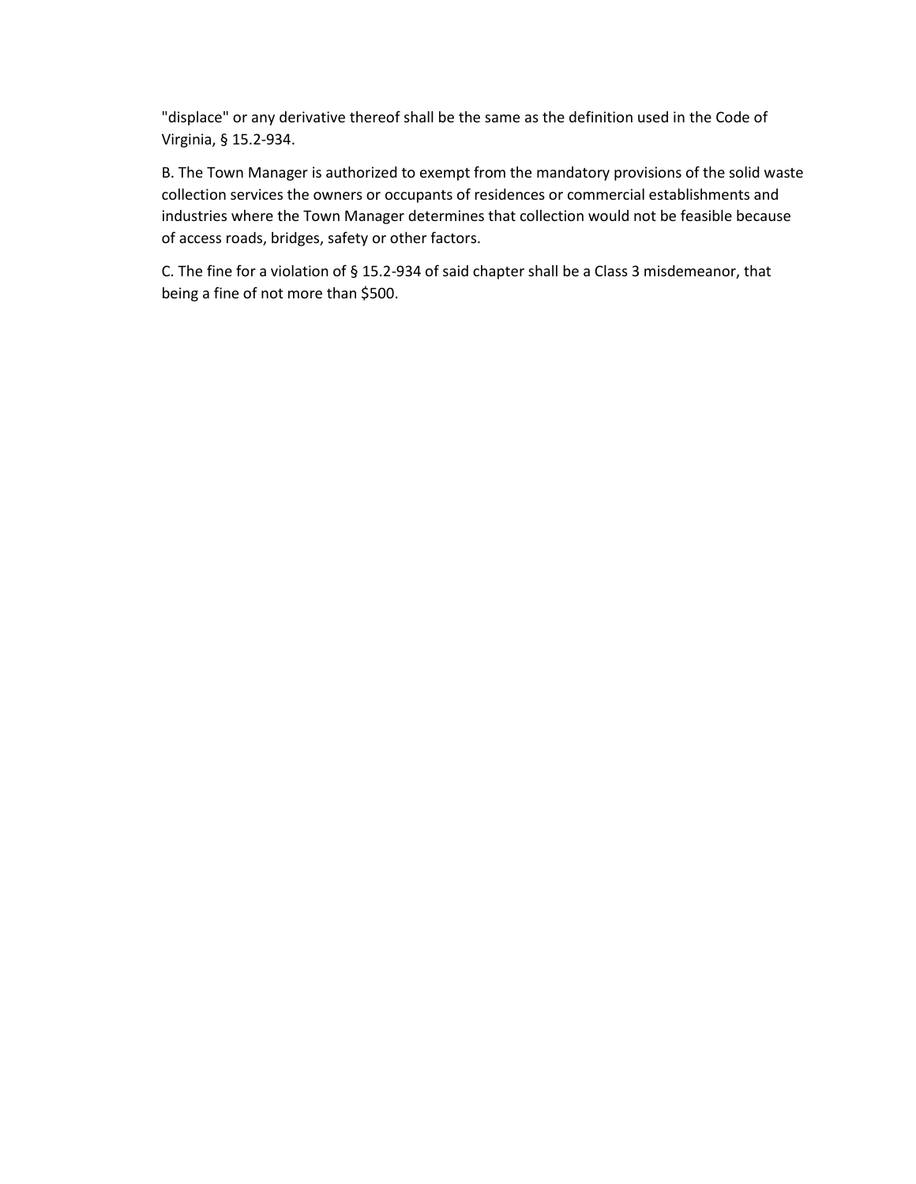"displace" or any derivative thereof shall be the same as the definition used in the Code of Virginia, § 15.2-934.

B. The Town Manager is authorized to exempt from the mandatory provisions of the solid waste collection services the owners or occupants of residences or commercial establishments and industries where the Town Manager determines that collection would not be feasible because of access roads, bridges, safety or other factors.

C. The fine for a violation of § 15.2-934 of said chapter shall be a Class 3 misdemeanor, that being a fine of not more than $500.